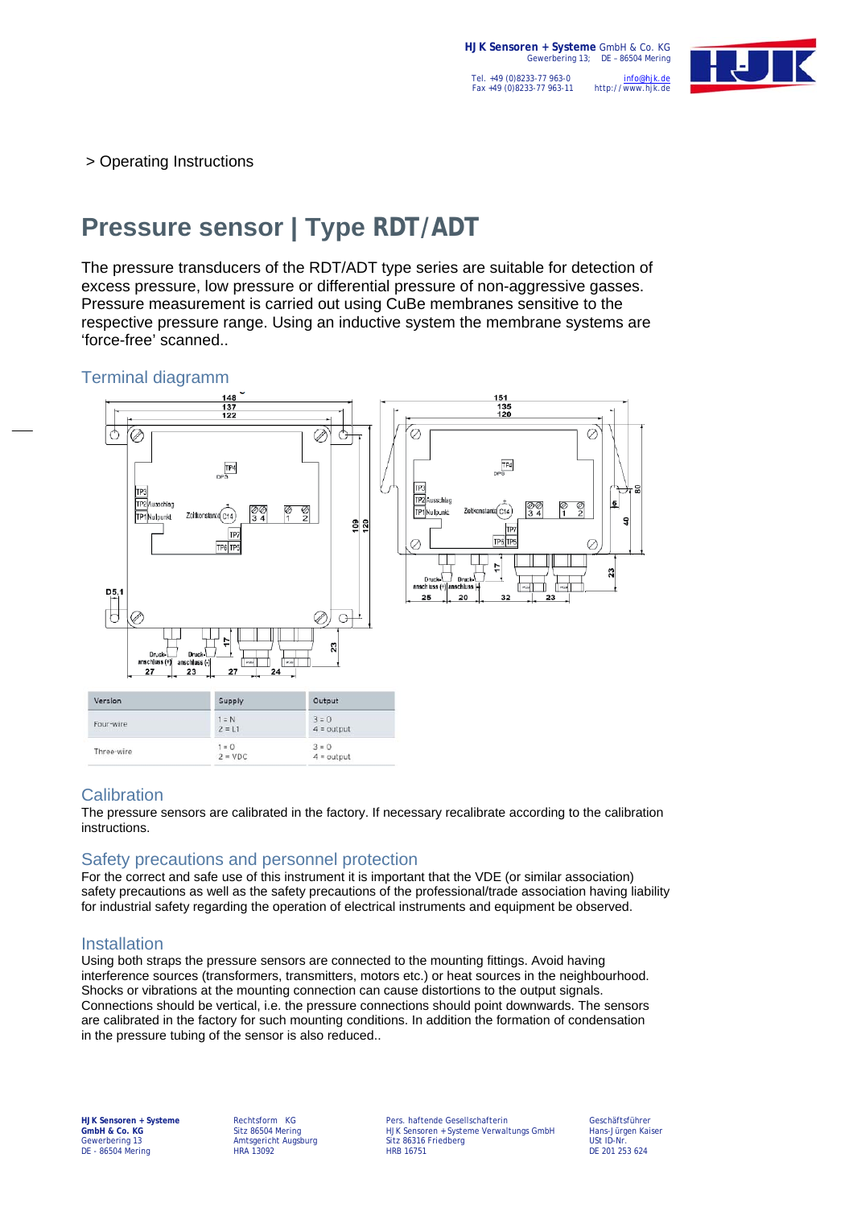> Operating Instructions

# Pressure sensor | Type RDT/ADT

The pressure transducers of the RDT/ADT type series are suitable for detection of excess pressure, low pressure or differential pressure of non-aggressive gasses. Pressure measurement is carried out using CuBe membranes sensitive to the respective pressure range. Using an inductive system the membrane systems are 'force-free' scanned..

## Terminal diagramm

| Version | Supply | Output |
|---|---|---|
| Four-wire | 1 = N<br>2 = L1 | 3 = 0<br>4 = output |
| Three-wire | 1 = 0<br>2 = VDC | 3 = 0<br>4 = output |

## Calibration

The pressure sensors are calibrated in the factory. If necessary recalibrate according to the calibration instructions.

## Safety precautions and personnel protection

For the correct and safe use of this instrument it is important that the VDE (or similar association) safety precautions as well as the safety precautions of the professional/trade association having liability for industrial safety regarding the operation of electrical instruments and equipment be observed.

## Installation

Using both straps the pressure sensors are connected to the mounting fittings. Avoid having interference sources (transformers, transmitters, motors etc.) or heat sources in the neighbourhood. Shocks or vibrations at the mounting connection can cause distortions to the output signals. Connections should be vertical, i.e. the pressure connections should point downwards. The sensors are calibrated in the factory for such mounting conditions. In addition the formation of condensation in the pressure tubing of the sensor is also reduced..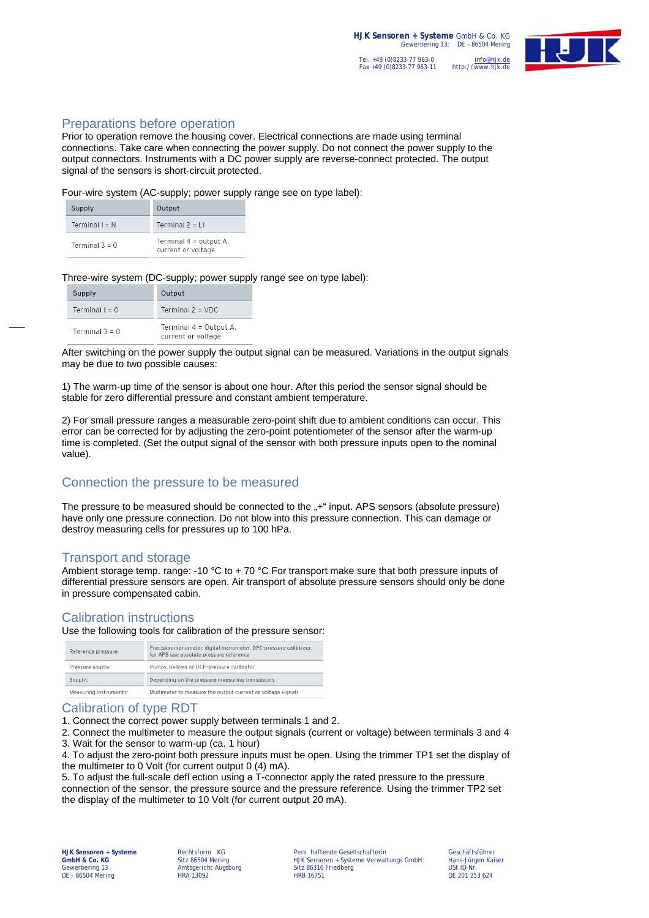## Preparations before operation

Prior to operation remove the housing cover. Electrical connections are made using terminal connections. Take care when connecting the power supply. Do not connect the power supply to the output connectors. Instruments with a DC power supply are reverse-connect protected. The output signal of the sensors is short-circuit protected.

Four-wire system (AC-supply; power supply range see on type label):

| Supply | Output |
|---|---|
| Terminal 1 = N | Terminal 2 = L1 |
| Terminal 3 = 0 | Terminal 4 = output A, current or voltage |

Three-wire system (DC-supply; power supply range see on type label):

| Supply | Output |
|---|---|
| Terminal 1 = 0 | Terminal 2 = VDC |
| Terminal 3 = 0 | Terminal 4 = Output A, current or voltage |

After switching on the power supply the output signal can be measured. Variations in the output signals may be due to two possible causes:

1) The warm-up time of the sensor is about one hour. After this period the sensor signal should be stable for zero differential pressure and constant ambient temperature.

2) For small pressure ranges a measurable zero-point shift due to ambient conditions can occur. This error can be corrected for by adjusting the zero-point potentiometer of the sensor after the warm-up time is completed. (Set the output signal of the sensor with both pressure inputs open to the nominal value).

## Connection the pressure to be measured

The pressure to be measured should be connected to the „+“ input. APS sensors (absolute pressure) have only one pressure connection. Do not blow into this pressure connection. This can damage or destroy measuring cells for pressures up to 100 hPa.

## Transport and storage

Ambient storage temp. range: -10 °C to + 70 °C For transport make sure that both pressure inputs of differential pressure sensors are open. Air transport of absolute pressure sensors should only be done in pressure compensated cabin.

## Calibration instructions

Use the following tools for calibration of the pressure sensor:

| | |
|---|---|
| Reference pressure: | Precision manometer, digital manometer, DPC-pressure calibrator; for APS use absolute pressure reference |
| Pressure source: | Pumps, bellows or DCP-pressure calibrator |
| Supply: | Depending on the pressure measuring transducers |
| Measuring instruments: | Multimeter to measure the output current or voltage signals |

## Calibration of type RDT

1. Connect the correct power supply between terminals 1 and 2.
2. Connect the multimeter to measure the output signals (current or voltage) between terminals 3 and 4
3. Wait for the sensor to warm-up (ca. 1 hour)
4. To adjust the zero-point both pressure inputs must be open. Using the trimmer TP1 set the display of the multimeter to 0 Volt (for current output 0 (4) mA).
5. To adjust the full-scale defl ection using a T-connector apply the rated pressure to the pressure connection of the sensor, the pressure source and the pressure reference. Using the trimmer TP2 set the display of the multimeter to 10 Volt (for current output 20 mA).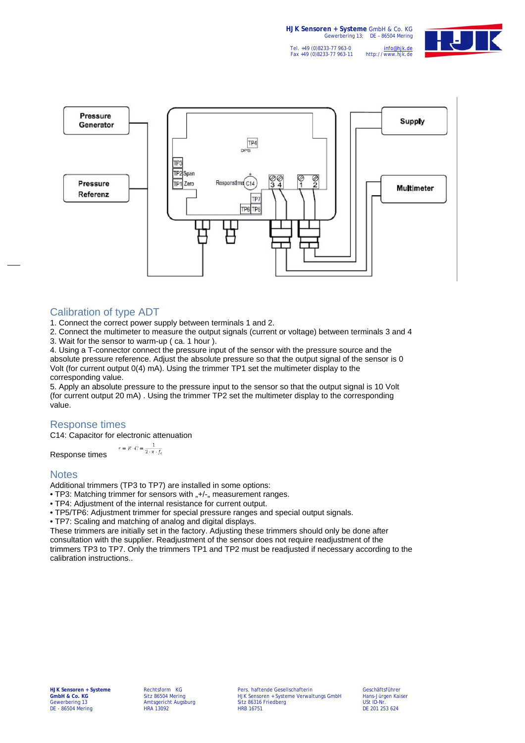Pressure Generator

Pressure Referenz

Supply

Multimeter

TP4

TP3

TP2 Span

TP1 Zero

Responstime C14

3 4

1 2

TP7

TP6 TP5

## Calibration of type ADT

1. Connect the correct power supply between terminals 1 and 2.
2. Connect the multimeter to measure the output signals (current or voltage) between terminals 3 and 4
3. Wait for the sensor to warm-up ( ca. 1 hour ).
4. Using a T-connector connect the pressure input of the sensor with the pressure source and the absolute pressure reference. Adjust the absolute pressure so that the output signal of the sensor is 0 Volt (for current output 0(4) mA). Using the trimmer TP1 set the multimeter display to the corresponding value.
5. Apply an absolute pressure to the pressure input to the sensor so that the output signal is 10 Volt (for current output 20 mA) . Using the trimmer TP2 set the multimeter display to the corresponding value.

## Response times

C14: Capacitor for electronic attenuation

Response times $\tau = R \cdot C = \frac{1}{2 \cdot \pi \cdot f_c}$

## Notes

Additional trimmers (TP3 to TP7) are installed in some options:

- TP3: Matching trimmer for sensors with „+/-„ measurement ranges.
- TP4: Adjustment of the internal resistance for current output.
- TP5/TP6: Adjustment trimmer for special pressure ranges and special output signals.
- TP7: Scaling and matching of analog and digital displays.

These trimmers are initially set in the factory. Adjusting these trimmers should only be done after consultation with the supplier. Readjustment of the sensor does not require readjustment of the trimmers TP3 to TP7. Only the trimmers TP1 and TP2 must be readjusted if necessary according to the calibration instructions..